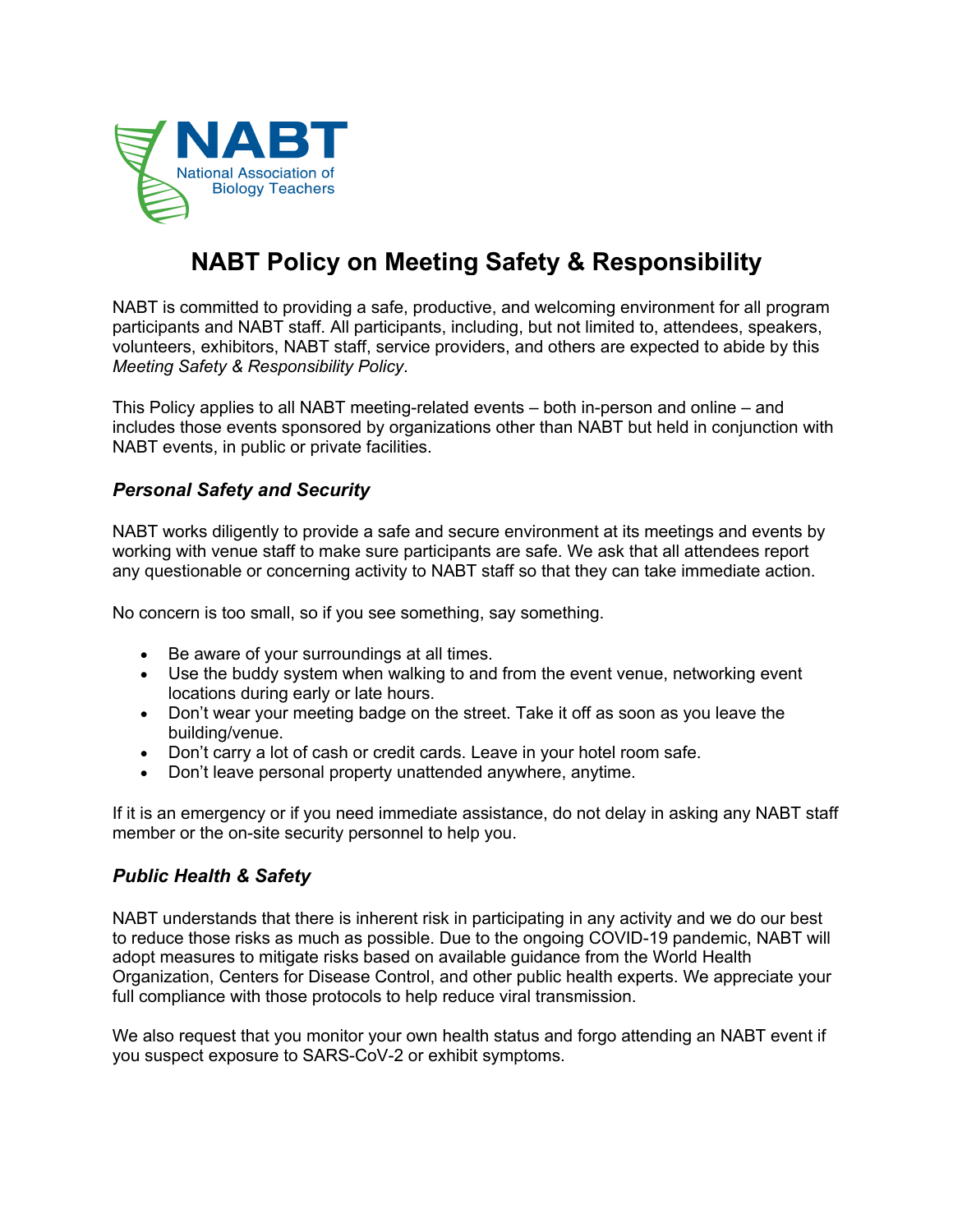NABT

National Association of Biology Teachers

# NABT Policy on Meeting Safety & Responsibility

NABT is committed to providing a safe, productive, and welcoming environment for all program participants and NABT staff. All participants, including, but not limited to, attendees, speakers, volunteers, exhibitors, NABT staff, service providers, and others are expected to abide by this *Meeting Safety & Responsibility Policy*.

This Policy applies to all NABT meeting-related events – both in-person and online – and includes those events sponsored by organizations other than NABT but held in conjunction with NABT events, in public or private facilities.

### *Personal Safety and Security*

NABT works diligently to provide a safe and secure environment at its meetings and events by working with venue staff to make sure participants are safe. We ask that all attendees report any questionable or concerning activity to NABT staff so that they can take immediate action.

No concern is too small, so if you see something, say something.

- Be aware of your surroundings at all times.
- Use the buddy system when walking to and from the event venue, networking event locations during early or late hours.
- Don't wear your meeting badge on the street. Take it off as soon as you leave the building/venue.
- Don't carry a lot of cash or credit cards. Leave in your hotel room safe.
- Don't leave personal property unattended anywhere, anytime.

If it is an emergency or if you need immediate assistance, do not delay in asking any NABT staff member or the on-site security personnel to help you.

### *Public Health & Safety*

NABT understands that there is inherent risk in participating in any activity and we do our best to reduce those risks as much as possible. Due to the ongoing COVID-19 pandemic, NABT will adopt measures to mitigate risks based on available guidance from the World Health Organization, Centers for Disease Control, and other public health experts. We appreciate your full compliance with those protocols to help reduce viral transmission.

We also request that you monitor your own health status and forgo attending an NABT event if you suspect exposure to SARS-CoV-2 or exhibit symptoms.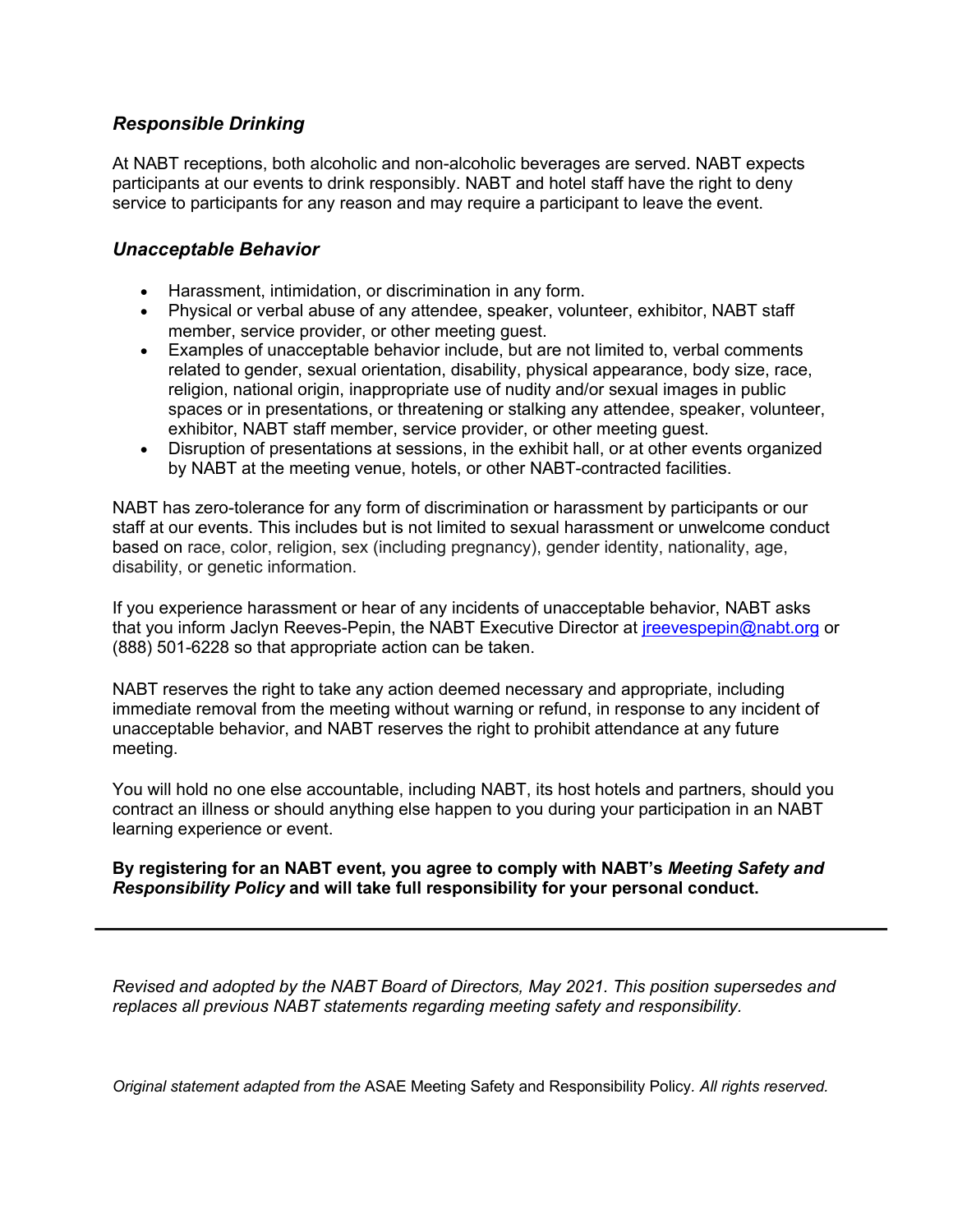### *Responsible Drinking*

At NABT receptions, both alcoholic and non-alcoholic beverages are served. NABT expects participants at our events to drink responsibly. NABT and hotel staff have the right to deny service to participants for any reason and may require a participant to leave the event.

### *Unacceptable Behavior*

- Harassment, intimidation, or discrimination in any form.
- Physical or verbal abuse of any attendee, speaker, volunteer, exhibitor, NABT staff member, service provider, or other meeting guest.
- Examples of unacceptable behavior include, but are not limited to, verbal comments related to gender, sexual orientation, disability, physical appearance, body size, race, religion, national origin, inappropriate use of nudity and/or sexual images in public spaces or in presentations, or threatening or stalking any attendee, speaker, volunteer, exhibitor, NABT staff member, service provider, or other meeting guest.
- Disruption of presentations at sessions, in the exhibit hall, or at other events organized by NABT at the meeting venue, hotels, or other NABT-contracted facilities.

NABT has zero-tolerance for any form of discrimination or harassment by participants or our staff at our events. This includes but is not limited to sexual harassment or unwelcome conduct based on race, color, religion, sex (including pregnancy), gender identity, nationality, age, disability, or genetic information.

If you experience harassment or hear of any incidents of unacceptable behavior, NABT asks that you inform Jaclyn Reeves-Pepin, the NABT Executive Director at jreevespepin@nabt.org or (888) 501-6228 so that appropriate action can be taken.

NABT reserves the right to take any action deemed necessary and appropriate, including immediate removal from the meeting without warning or refund, in response to any incident of unacceptable behavior, and NABT reserves the right to prohibit attendance at any future meeting.

You will hold no one else accountable, including NABT, its host hotels and partners, should you contract an illness or should anything else happen to you during your participation in an NABT learning experience or event.

**By registering for an NABT event, you agree to comply with NABT's *Meeting Safety and Responsibility Policy* and will take full responsibility for your personal conduct.**

---

*Revised and adopted by the NABT Board of Directors, May 2021. This position supersedes and replaces all previous NABT statements regarding meeting safety and responsibility.*

*Original statement adapted from the* ASAE Meeting Safety and Responsibility Policy*. All rights reserved.*